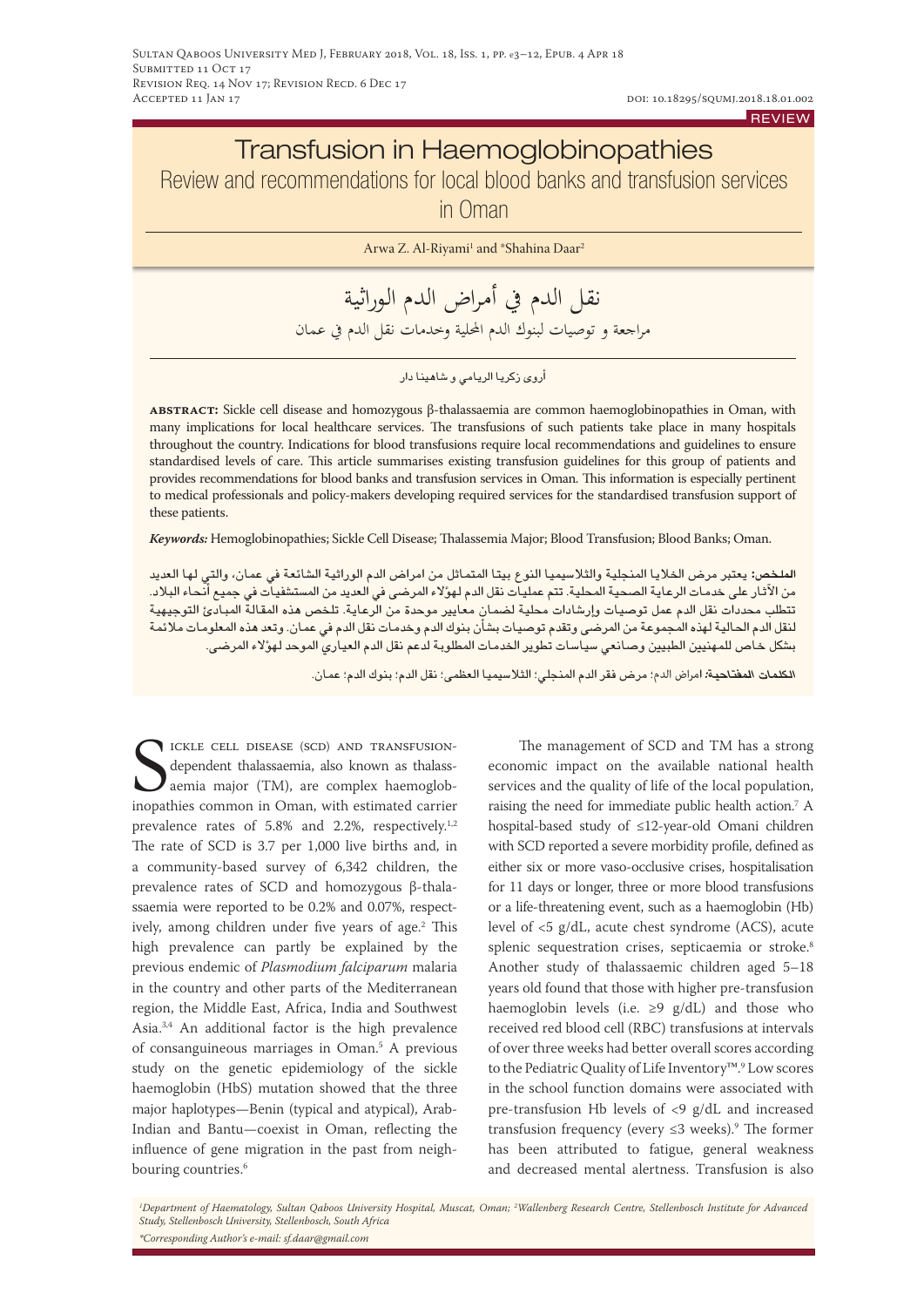REVIEW

# Transfusion in Haemoglobinopathies

## Review and recommendations for local blood banks and transfusion services in Oman

Arwa Z. Al-Riyami[1] and *Shahina Daar[2]

# نقل الدم في أمراض الدم الوراثية

## مراجعة و توصيات لبنوك الدم المحلية وخدمات نقل الدم في عمان

أروى زكريا الريامي و شاهينا دار

**abstract:** Sickle cell disease and homozygous β-thalassaemia are common haemoglobinopathies in Oman, with many implications for local healthcare services. The transfusions of such patients take place in many hospitals throughout the country. Indications for blood transfusions require local recommendations and guidelines to ensure standardised levels of care. This article summarises existing transfusion guidelines for this group of patients and provides recommendations for blood banks and transfusion services in Oman. This information is especially pertinent to medical professionals and policy-makers developing required services for the standardised transfusion support of these patients.

***Keywords:*** Hemoglobinopathies; Sickle Cell Disease; Thalassemia Major; Blood Transfusion; Blood Banks; Oman.

**الملخص:** يعتبر مرض الخلايا المنجلية والثلاسيميا النوع بيتا المتماثل من امراض الدم الوراثية الشائعة في عمان، والتي لها العديد من الآثار على خدمات الرعاية الصحية المحلية. تتم عمليات نقل الدم لهؤلاء المرضى في العديد من المستشفيات في جميع أنحاء البلاد. تتطلب محددات نقل الدم عمل توصيات وإرشادات محلية موحدة لضمان معايير موحدة من الرعاية. تلخص هذه المقالة المبادئ التوجيهية لنقل الدم الحالية لهذه المجموعة من المرضى وتقدم توصيات بشأن بنوك الدم وخدمات نقل الدم في عمان. وتعد هذه المعلومات ملائمة بشكل خاص للمهنيين الطبيين وصانعي سياسات تطوير الخدمات المطلوبة لدعم نقل الدم العياري الموحد لهؤلاء المرضى.

**الكلمات المفتاحية:** امراض الدم؛ مرض فقر الدم المنجلي؛ الثلاسيميا العظمى؛ نقل الدم؛ بنوك الدم؛ عمان.

Sickle cell disease (SCD) and transfusion-dependent thalassaemia, also known as thalassaemia major (TM), are complex haemoglobinopathies common in Oman, with estimated carrier prevalence rates of 5.8% and 2.2%, respectively.[1,2] The rate of SCD is 3.7 per 1,000 live births and, in a community-based survey of 6,342 children, the prevalence rates of SCD and homozygous β-thalassaemia were reported to be 0.2% and 0.07%, respectively, among children under five years of age.[2] This high prevalence can partly be explained by the previous endemic of *Plasmodium falciparum* malaria in the country and other parts of the Mediterranean region, the Middle East, Africa, India and Southwest Asia.[3,4] An additional factor is the high prevalence of consanguineous marriages in Oman.[5] A previous study on the genetic epidemiology of the sickle haemoglobin (HbS) mutation showed that the three major haplotypes—Benin (typical and atypical), Arab-Indian and Bantu—coexist in Oman, reflecting the influence of gene migration in the past from neighbouring countries.[6]

The management of SCD and TM has a strong economic impact on the available national health services and the quality of life of the local population, raising the need for immediate public health action.[7] A hospital-based study of ≤12-year-old Omani children with SCD reported a severe morbidity profile, defined as either six or more vaso-occlusive crises, hospitalisation for 11 days or longer, three or more blood transfusions or a life-threatening event, such as a haemoglobin (Hb) level of <5 g/dL, acute chest syndrome (ACS), acute splenic sequestration crises, septicaemia or stroke.[8] Another study of thalassaemic children aged 5–18 years old found that those with higher pre-transfusion haemoglobin levels (i.e. ≥9 g/dL) and those who received red blood cell (RBC) transfusions at intervals of over three weeks had better overall scores according to the Pediatric Quality of Life Inventory™.[9] Low scores in the school function domains were associated with pre-transfusion Hb levels of <9 g/dL and increased transfusion frequency (every ≤3 weeks).[9] The former has been attributed to fatigue, general weakness and decreased mental alertness. Transfusion is also

[1]Department of Haematology, Sultan Qaboos University Hospital, Muscat, Oman; [2]Wallenberg Research Centre, Stellenbosch Institute for Advanced Study, Stellenbosch University, Stellenbosch, South Africa

*Corresponding Author's e-mail: sf.daar@gmail.com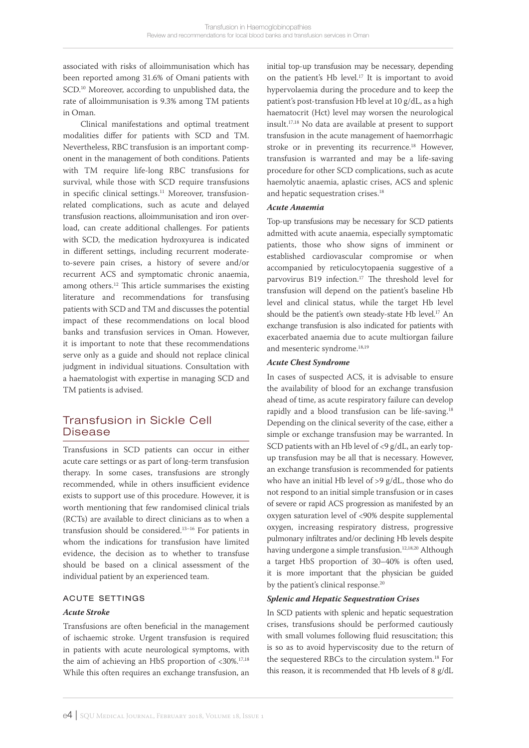associated with risks of alloimmunisation which has been reported among 31.6% of Omani patients with SCD.[10] Moreover, according to unpublished data, the rate of alloimmunisation is 9.3% among TM patients in Oman.

Clinical manifestations and optimal treatment modalities differ for patients with SCD and TM. Nevertheless, RBC transfusion is an important component in the management of both conditions. Patients with TM require life-long RBC transfusions for survival, while those with SCD require transfusions in specific clinical settings.[11] Moreover, transfusion-related complications, such as acute and delayed transfusion reactions, alloimmunisation and iron overload, can create additional challenges. For patients with SCD, the medication hydroxyurea is indicated in different settings, including recurrent moderate-to-severe pain crises, a history of severe and/or recurrent ACS and symptomatic chronic anaemia, among others.[12] This article summarises the existing literature and recommendations for transfusing patients with SCD and TM and discusses the potential impact of these recommendations on local blood banks and transfusion services in Oman. However, it is important to note that these recommendations serve only as a guide and should not replace clinical judgment in individual situations. Consultation with a haematologist with expertise in managing SCD and TM patients is advised.

## Transfusion in Sickle Cell Disease

Transfusions in SCD patients can occur in either acute care settings or as part of long-term transfusion therapy. In some cases, transfusions are strongly recommended, while in others insufficient evidence exists to support use of this procedure. However, it is worth mentioning that few randomised clinical trials (RCTs) are available to direct clinicians as to when a transfusion should be considered.[13–16] For patients in whom the indications for transfusion have limited evidence, the decision as to whether to transfuse should be based on a clinical assessment of the individual patient by an experienced team.

### ACUTE SETTINGS

#### *Acute Stroke*

Transfusions are often beneficial in the management of ischaemic stroke. Urgent transfusion is required in patients with acute neurological symptoms, with the aim of achieving an HbS proportion of <30%.[17,18] While this often requires an exchange transfusion, an initial top-up transfusion may be necessary, depending on the patient's Hb level.[17] It is important to avoid hypervolaemia during the procedure and to keep the patient's post-transfusion Hb level at 10 g/dL, as a high haematocrit (Hct) level may worsen the neurological insult.[17,18] No data are available at present to support transfusion in the acute management of haemorrhagic stroke or in preventing its recurrence.[18] However, transfusion is warranted and may be a life-saving procedure for other SCD complications, such as acute haemolytic anaemia, aplastic crises, ACS and splenic and hepatic sequestration crises.[18]

#### *Acute Anaemia*

Top-up transfusions may be necessary for SCD patients admitted with acute anaemia, especially symptomatic patients, those who show signs of imminent or established cardiovascular compromise or when accompanied by reticulocytopaenia suggestive of a parvovirus B19 infection.[17] The threshold level for transfusion will depend on the patient's baseline Hb level and clinical status, while the target Hb level should be the patient's own steady-state Hb level.[17] An exchange transfusion is also indicated for patients with exacerbated anaemia due to acute multiorgan failure and mesenteric syndrome.[18,19]

#### *Acute Chest Syndrome*

In cases of suspected ACS, it is advisable to ensure the availability of blood for an exchange transfusion ahead of time, as acute respiratory failure can develop rapidly and a blood transfusion can be life-saving.[18] Depending on the clinical severity of the case, either a simple or exchange transfusion may be warranted. In SCD patients with an Hb level of <9 g/dL, an early top-up transfusion may be all that is necessary. However, an exchange transfusion is recommended for patients who have an initial Hb level of >9 g/dL, those who do not respond to an initial simple transfusion or in cases of severe or rapid ACS progression as manifested by an oxygen saturation level of <90% despite supplemental oxygen, increasing respiratory distress, progressive pulmonary infiltrates and/or declining Hb levels despite having undergone a simple transfusion.[12,18,20] Although a target HbS proportion of 30–40% is often used, it is more important that the physician be guided by the patient's clinical response.[20]

#### *Splenic and Hepatic Sequestration Crises*

In SCD patients with splenic and hepatic sequestration crises, transfusions should be performed cautiously with small volumes following fluid resuscitation; this is so as to avoid hyperviscosity due to the return of the sequestered RBCs to the circulation system.[18] For this reason, it is recommended that Hb levels of 8 g/dL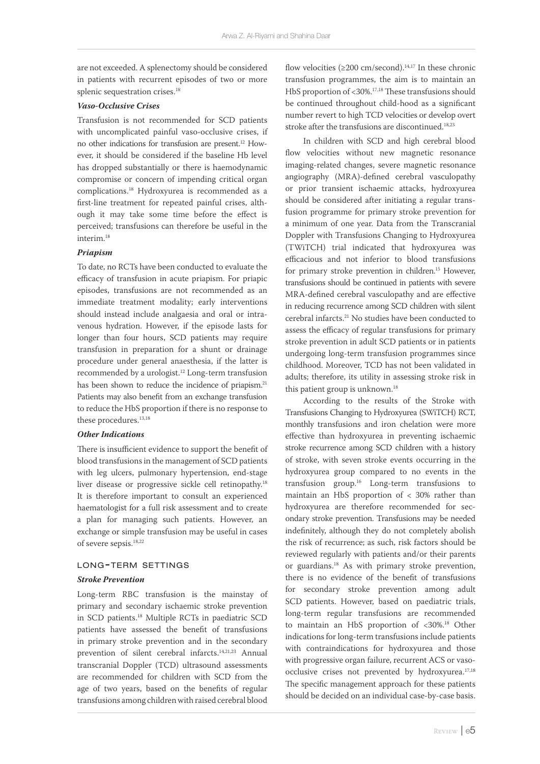are not exceeded. A splenectomy should be considered in patients with recurrent episodes of two or more splenic sequestration crises.[18]

### *Vaso-Occlusive Crises*

Transfusion is not recommended for SCD patients with uncomplicated painful vaso-occlusive crises, if no other indications for transfusion are present.[12] However, it should be considered if the baseline Hb level has dropped substantially or there is haemodynamic compromise or concern of impending critical organ complications.[18] Hydroxyurea is recommended as a first-line treatment for repeated painful crises, although it may take some time before the effect is perceived; transfusions can therefore be useful in the interim.[18]

### *Priapism*

To date, no RCTs have been conducted to evaluate the efficacy of transfusion in acute priapism. For priapic episodes, transfusions are not recommended as an immediate treatment modality; early interventions should instead include analgaesia and oral or intravenous hydration. However, if the episode lasts for longer than four hours, SCD patients may require transfusion in preparation for a shunt or drainage procedure under general anaesthesia, if the latter is recommended by a urologist.[12] Long-term transfusion has been shown to reduce the incidence of priapism.[21] Patients may also benefit from an exchange transfusion to reduce the HbS proportion if there is no response to these procedures.[13,18]

### *Other Indications*

There is insufficient evidence to support the benefit of blood transfusions in the management of SCD patients with leg ulcers, pulmonary hypertension, end-stage liver disease or progressive sickle cell retinopathy.[18] It is therefore important to consult an experienced haematologist for a full risk assessment and to create a plan for managing such patients. However, an exchange or simple transfusion may be useful in cases of severe sepsis.[18,22]

## Long-term Settings

### *Stroke Prevention*

Long-term RBC transfusion is the mainstay of primary and secondary ischaemic stroke prevention in SCD patients.[18] Multiple RCTs in paediatric SCD patients have assessed the benefit of transfusions in primary stroke prevention and in the secondary prevention of silent cerebral infarcts.[14,21,23] Annual transcranial Doppler (TCD) ultrasound assessments are recommended for children with SCD from the age of two years, based on the benefits of regular transfusions among children with raised cerebral blood flow velocities (≥200 cm/second).[14,17] In these chronic transfusion programmes, the aim is to maintain an HbS proportion of <30%.[17,18] These transfusions should be continued throughout child-hood as a significant number revert to high TCD velocities or develop overt stroke after the transfusions are discontinued.[18,23]

In children with SCD and high cerebral blood flow velocities without new magnetic resonance imaging-related changes, severe magnetic resonance angiography (MRA)-defined cerebral vasculopathy or prior transient ischaemic attacks, hydroxyurea should be considered after initiating a regular transfusion programme for primary stroke prevention for a minimum of one year. Data from the Transcranial Doppler with Transfusions Changing to Hydroxyurea (TWiTCH) trial indicated that hydroxyurea was efficacious and not inferior to blood transfusions for primary stroke prevention in children.[15] However, transfusions should be continued in patients with severe MRA-defined cerebral vasculopathy and are effective in reducing recurrence among SCD children with silent cerebral infarcts.[21] No studies have been conducted to assess the efficacy of regular transfusions for primary stroke prevention in adult SCD patients or in patients undergoing long-term transfusion programmes since childhood. Moreover, TCD has not been validated in adults; therefore, its utility in assessing stroke risk in this patient group is unknown.[18]

According to the results of the Stroke with Transfusions Changing to Hydroxyurea (SWiTCH) RCT, monthly transfusions and iron chelation were more effective than hydroxyurea in preventing ischaemic stroke recurrence among SCD children with a history of stroke, with seven stroke events occurring in the hydroxyurea group compared to no events in the transfusion group.[16] Long-term transfusions to maintain an HbS proportion of < 30% rather than hydroxyurea are therefore recommended for secondary stroke prevention. Transfusions may be needed indefinitely, although they do not completely abolish the risk of recurrence; as such, risk factors should be reviewed regularly with patients and/or their parents or guardians.[18] As with primary stroke prevention, there is no evidence of the benefit of transfusions for secondary stroke prevention among adult SCD patients. However, based on paediatric trials, long-term regular transfusions are recommended to maintain an HbS proportion of <30%.[18] Other indications for long-term transfusions include patients with contraindications for hydroxyurea and those with progressive organ failure, recurrent ACS or vaso-occlusive crises not prevented by hydroxyurea.[17,18] The specific management approach for these patients should be decided on an individual case-by-case basis.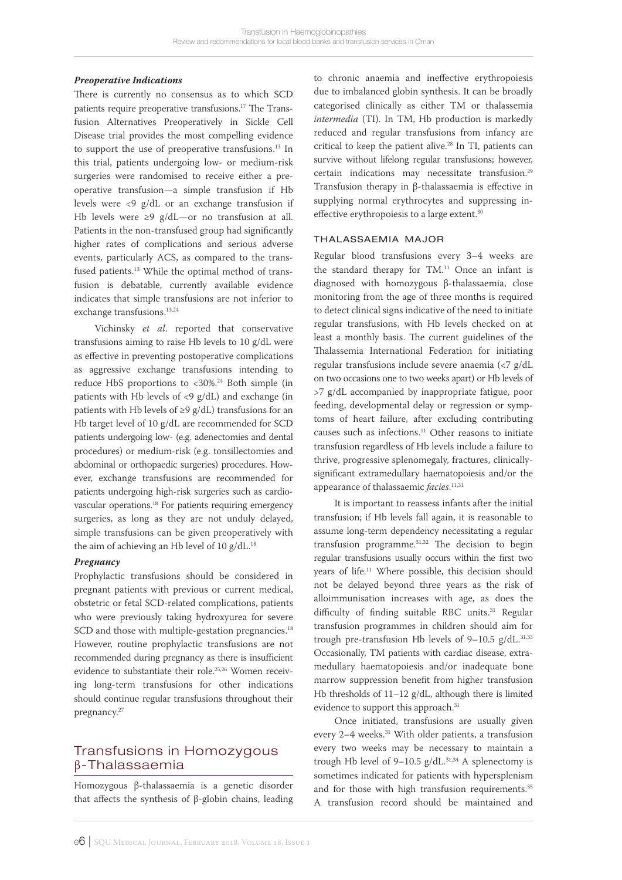### *Preoperative Indications*

There is currently no consensus as to which SCD patients require preoperative transfusions.[17] The Transfusion Alternatives Preoperatively in Sickle Cell Disease trial provides the most compelling evidence to support the use of preoperative transfusions.[13] In this trial, patients undergoing low- or medium-risk surgeries were randomised to receive either a preoperative transfusion—a simple transfusion if Hb levels were <9 g/dL or an exchange transfusion if Hb levels were ≥9 g/dL—or no transfusion at all. Patients in the non-transfused group had significantly higher rates of complications and serious adverse events, particularly ACS, as compared to the transfused patients.[13] While the optimal method of transfusion is debatable, currently available evidence indicates that simple transfusions are not inferior to exchange transfusions.[13,24]

Vichinsky *et al*. reported that conservative transfusions aiming to raise Hb levels to 10 g/dL were as effective in preventing postoperative complications as aggressive exchange transfusions intending to reduce HbS proportions to <30%.[24] Both simple (in patients with Hb levels of <9 g/dL) and exchange (in patients with Hb levels of ≥9 g/dL) transfusions for an Hb target level of 10 g/dL are recommended for SCD patients undergoing low- (e.g. adenectomies and dental procedures) or medium-risk (e.g. tonsillectomies and abdominal or orthopaedic surgeries) procedures. However, exchange transfusions are recommended for patients undergoing high-risk surgeries such as cardiovascular operations.[18] For patients requiring emergency surgeries, as long as they are not unduly delayed, simple transfusions can be given preoperatively with the aim of achieving an Hb level of 10 g/dL.[18]

### *Pregnancy*

Prophylactic transfusions should be considered in pregnant patients with previous or current medical, obstetric or fetal SCD-related complications, patients who were previously taking hydroxyurea for severe SCD and those with multiple-gestation pregnancies.[18] However, routine prophylactic transfusions are not recommended during pregnancy as there is insufficient evidence to substantiate their role.[25,26] Women receiving long-term transfusions for other indications should continue regular transfusions throughout their pregnancy.[27]

# Transfusions in Homozygous β-Thalassaemia

Homozygous β-thalassaemia is a genetic disorder that affects the synthesis of β-globin chains, leading to chronic anaemia and ineffective erythropoiesis due to imbalanced globin synthesis. It can be broadly categorised clinically as either TM or thalassemia *intermedia* (TI). In TM, Hb production is markedly reduced and regular transfusions from infancy are critical to keep the patient alive.[28] In TI, patients can survive without lifelong regular transfusions; however, certain indications may necessitate transfusion.[29] Transfusion therapy in β-thalassaemia is effective in supplying normal erythrocytes and suppressing ineffective erythropoiesis to a large extent.[30]

## Thalassaemia Major

Regular blood transfusions every 3–4 weeks are the standard therapy for TM.[11] Once an infant is diagnosed with homozygous β-thalassaemia, close monitoring from the age of three months is required to detect clinical signs indicative of the need to initiate regular transfusions, with Hb levels checked on at least a monthly basis. The current guidelines of the Thalassemia International Federation for initiating regular transfusions include severe anaemia (<7 g/dL on two occasions one to two weeks apart) or Hb levels of >7 g/dL accompanied by inappropriate fatigue, poor feeding, developmental delay or regression or symptoms of heart failure, after excluding contributing causes such as infections.[11] Other reasons to initiate transfusion regardless of Hb levels include a failure to thrive, progressive splenomegaly, fractures, clinically-significant extramedullary haematopoiesis and/or the appearance of thalassaemic *facies*.[11,31]

It is important to reassess infants after the initial transfusion; if Hb levels fall again, it is reasonable to assume long-term dependency necessitating a regular transfusion programme.[31,32] The decision to begin regular transfusions usually occurs within the first two years of life.[11] Where possible, this decision should not be delayed beyond three years as the risk of alloimmunisation increases with age, as does the difficulty of finding suitable RBC units.[31] Regular transfusion programmes in children should aim for trough pre-transfusion Hb levels of 9–10.5 g/dL.[31,33] Occasionally, TM patients with cardiac disease, extramedullary haematopoiesis and/or inadequate bone marrow suppression benefit from higher transfusion Hb thresholds of 11–12 g/dL, although there is limited evidence to support this approach.[31]

Once initiated, transfusions are usually given every 2–4 weeks.[31] With older patients, a transfusion every two weeks may be necessary to maintain a trough Hb level of 9–10.5 g/dL.[31,34] A splenectomy is sometimes indicated for patients with hypersplenism and for those with high transfusion requirements.[35] A transfusion record should be maintained and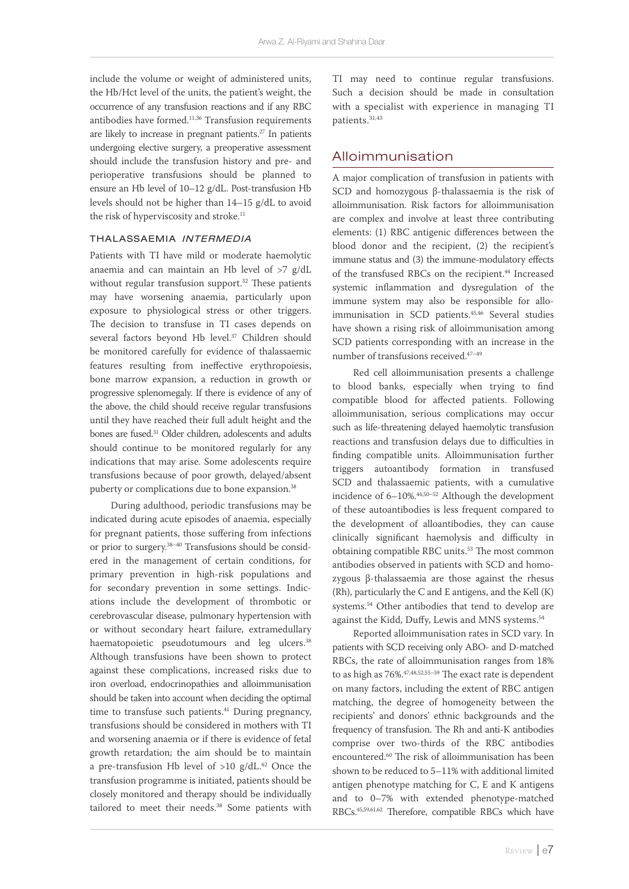include the volume or weight of administered units, the Hb/Hct level of the units, the patient's weight, the occurrence of any transfusion reactions and if any RBC antibodies have formed.[11,36] Transfusion requirements are likely to increase in pregnant patients.[27] In patients undergoing elective surgery, a preoperative assessment should include the transfusion history and pre- and perioperative transfusions should be planned to ensure an Hb level of 10–12 g/dL. Post-transfusion Hb levels should not be higher than 14–15 g/dL to avoid the risk of hyperviscosity and stroke.[11]

### Thalassaemia *intermedia*

Patients with TI have mild or moderate haemolytic anaemia and can maintain an Hb level of >7 g/dL without regular transfusion support.[32] These patients may have worsening anaemia, particularly upon exposure to physiological stress or other triggers. The decision to transfuse in TI cases depends on several factors beyond Hb level.[37] Children should be monitored carefully for evidence of thalassaemic features resulting from ineffective erythropoiesis, bone marrow expansion, a reduction in growth or progressive splenomegaly. If there is evidence of any of the above, the child should receive regular transfusions until they have reached their full adult height and the bones are fused.[31] Older children, adolescents and adults should continue to be monitored regularly for any indications that may arise. Some adolescents require transfusions because of poor growth, delayed/absent puberty or complications due to bone expansion.[38]

During adulthood, periodic transfusions may be indicated during acute episodes of anaemia, especially for pregnant patients, those suffering from infections or prior to surgery.[38–40] Transfusions should be considered in the management of certain conditions, for primary prevention in high-risk populations and for secondary prevention in some settings. Indications include the development of thrombotic or cerebrovascular disease, pulmonary hypertension with or without secondary heart failure, extramedullary haematopoietic pseudotumours and leg ulcers.[38] Although transfusions have been shown to protect against these complications, increased risks due to iron overload, endocrinopathies and alloimmunisation should be taken into account when deciding the optimal time to transfuse such patients.[41] During pregnancy, transfusions should be considered in mothers with TI and worsening anaemia or if there is evidence of fetal growth retardation; the aim should be to maintain a pre-transfusion Hb level of >10 g/dL.[42] Once the transfusion programme is initiated, patients should be closely monitored and therapy should be individually tailored to meet their needs.[38] Some patients with TI may need to continue regular transfusions. Such a decision should be made in consultation with a specialist with experience in managing TI patients.[31,43]

## Alloimmunisation

A major complication of transfusion in patients with SCD and homozygous β-thalassaemia is the risk of alloimmunisation. Risk factors for alloimmunisation are complex and involve at least three contributing elements: (1) RBC antigenic differences between the blood donor and the recipient, (2) the recipient's immune status and (3) the immune-modulatory effects of the transfused RBCs on the recipient.[44] Increased systemic inflammation and dysregulation of the immune system may also be responsible for alloimmunisation in SCD patients.[45,46] Several studies have shown a rising risk of alloimmunisation among SCD patients corresponding with an increase in the number of transfusions received.[47–49]

Red cell alloimmunisation presents a challenge to blood banks, especially when trying to find compatible blood for affected patients. Following alloimmunisation, serious complications may occur such as life-threatening delayed haemolytic transfusion reactions and transfusion delays due to difficulties in finding compatible units. Alloimmunisation further triggers autoantibody formation in transfused SCD and thalassaemic patients, with a cumulative incidence of 6–10%.[44,50–52] Although the development of these autoantibodies is less frequent compared to the development of alloantibodies, they can cause clinically significant haemolysis and difficulty in obtaining compatible RBC units.[53] The most common antibodies observed in patients with SCD and homozygous β-thalassaemia are those against the rhesus (Rh), particularly the C and E antigens, and the Kell (K) systems.[54] Other antibodies that tend to develop are against the Kidd, Duffy, Lewis and MNS systems.[54]

Reported alloimmunisation rates in SCD vary. In patients with SCD receiving only ABO- and D-matched RBCs, the rate of alloimmunisation ranges from 18% to as high as 76%.[47,48,52,55–59] The exact rate is dependent on many factors, including the extent of RBC antigen matching, the degree of homogeneity between the recipients' and donors' ethnic backgrounds and the frequency of transfusion. The Rh and anti-K antibodies comprise over two-thirds of the RBC antibodies encountered.[60] The risk of alloimmunisation has been shown to be reduced to 5–11% with additional limited antigen phenotype matching for C, E and K antigens and to 0–7% with extended phenotype-matched RBCs.[45,59,61,62] Therefore, compatible RBCs which have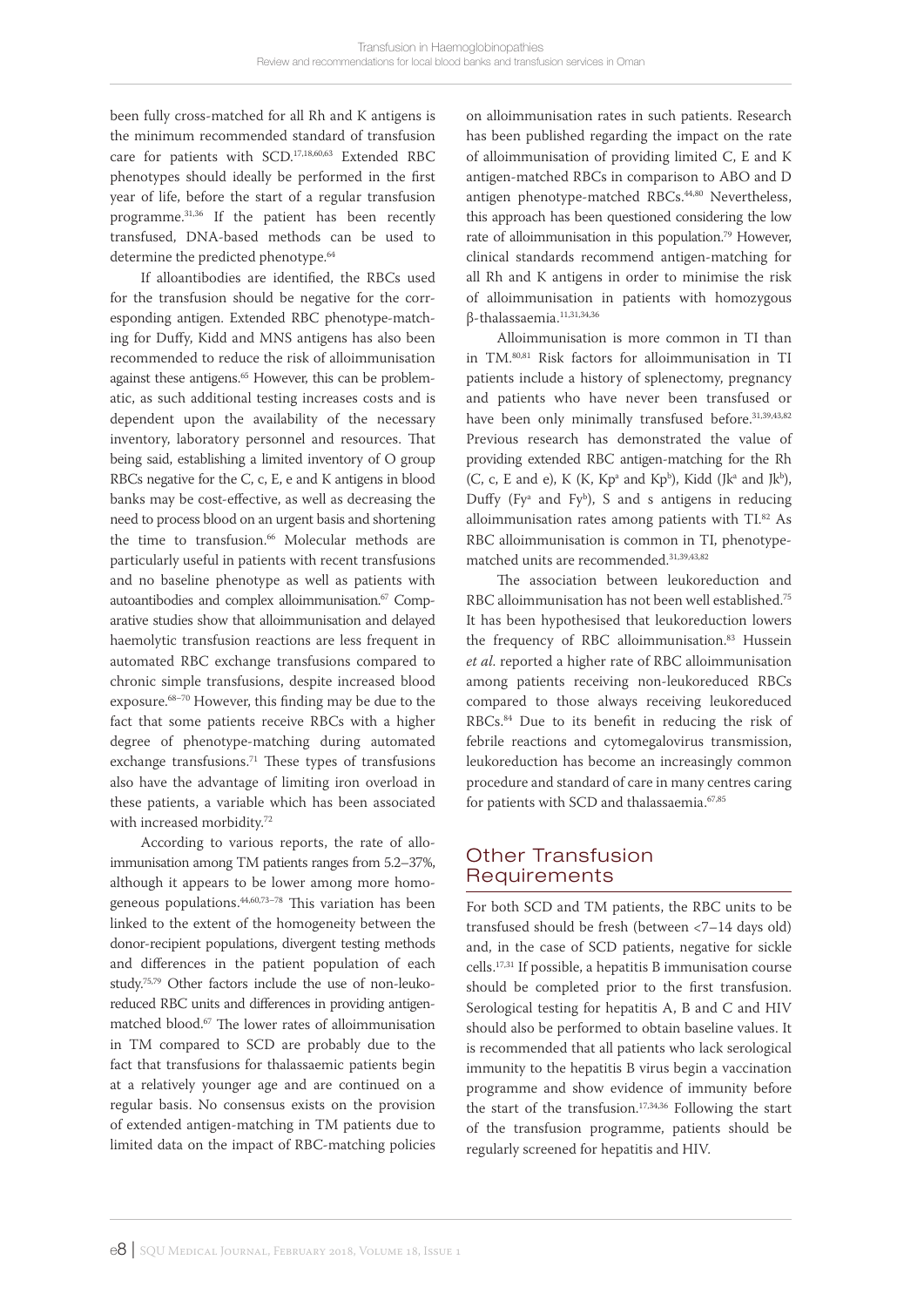been fully cross-matched for all Rh and K antigens is the minimum recommended standard of transfusion care for patients with SCD.[17,18,60,63] Extended RBC phenotypes should ideally be performed in the first year of life, before the start of a regular transfusion programme.[31,36] If the patient has been recently transfused, DNA-based methods can be used to determine the predicted phenotype.[64]

If alloantibodies are identified, the RBCs used for the transfusion should be negative for the corresponding antigen. Extended RBC phenotype-matching for Duffy, Kidd and MNS antigens has also been recommended to reduce the risk of alloimmunisation against these antigens.[65] However, this can be problematic, as such additional testing increases costs and is dependent upon the availability of the necessary inventory, laboratory personnel and resources. That being said, establishing a limited inventory of O group RBCs negative for the C, c, E, e and K antigens in blood banks may be cost-effective, as well as decreasing the need to process blood on an urgent basis and shortening the time to transfusion.[66] Molecular methods are particularly useful in patients with recent transfusions and no baseline phenotype as well as patients with autoantibodies and complex alloimmunisation.[67] Comparative studies show that alloimmunisation and delayed haemolytic transfusion reactions are less frequent in automated RBC exchange transfusions compared to chronic simple transfusions, despite increased blood exposure.[68–70] However, this finding may be due to the fact that some patients receive RBCs with a higher degree of phenotype-matching during automated exchange transfusions.[71] These types of transfusions also have the advantage of limiting iron overload in these patients, a variable which has been associated with increased morbidity.[72]

According to various reports, the rate of alloimmunisation among TM patients ranges from 5.2–37%, although it appears to be lower among more homogeneous populations.[44,60,73–78] This variation has been linked to the extent of the homogeneity between the donor-recipient populations, divergent testing methods and differences in the patient population of each study.[75,79] Other factors include the use of non-leukoreduced RBC units and differences in providing antigen-matched blood.[67] The lower rates of alloimmunisation in TM compared to SCD are probably due to the fact that transfusions for thalassaemic patients begin at a relatively younger age and are continued on a regular basis. No consensus exists on the provision of extended antigen-matching in TM patients due to limited data on the impact of RBC-matching policies on alloimmunisation rates in such patients. Research has been published regarding the impact on the rate of alloimmunisation of providing limited C, E and K antigen-matched RBCs in comparison to ABO and D antigen phenotype-matched RBCs.[44,80] Nevertheless, this approach has been questioned considering the low rate of alloimmunisation in this population.[79] However, clinical standards recommend antigen-matching for all Rh and K antigens in order to minimise the risk of alloimmunisation in patients with homozygous β-thalassaemia.[11,31,34,36]

Alloimmunisation is more common in TI than in TM.[80,81] Risk factors for alloimmunisation in TI patients include a history of splenectomy, pregnancy and patients who have never been transfused or have been only minimally transfused before.[31,39,43,82] Previous research has demonstrated the value of providing extended RBC antigen-matching for the Rh (C, c, E and e), K (K, $Kp^a$ and $Kp^b$), Kidd ($Jk^a$ and $Jk^b$), Duffy ($Fy^a$ and $Fy^b$), S and s antigens in reducing alloimmunisation rates among patients with TI.[82] As RBC alloimmunisation is common in TI, phenotype-matched units are recommended.[31,39,43,82]

The association between leukoreduction and RBC alloimmunisation has not been well established.[75] It has been hypothesised that leukoreduction lowers the frequency of RBC alloimmunisation.[83] Hussein *et al.* reported a higher rate of RBC alloimmunisation among patients receiving non-leukoreduced RBCs compared to those always receiving leukoreduced RBCs.[84] Due to its benefit in reducing the risk of febrile reactions and cytomegalovirus transmission, leukoreduction has become an increasingly common procedure and standard of care in many centres caring for patients with SCD and thalassaemia.[67,85]

## Other Transfusion Requirements

For both SCD and TM patients, the RBC units to be transfused should be fresh (between <7–14 days old) and, in the case of SCD patients, negative for sickle cells.[17,31] If possible, a hepatitis B immunisation course should be completed prior to the first transfusion. Serological testing for hepatitis A, B and C and HIV should also be performed to obtain baseline values. It is recommended that all patients who lack serological immunity to the hepatitis B virus begin a vaccination programme and show evidence of immunity before the start of the transfusion.[17,34,36] Following the start of the transfusion programme, patients should be regularly screened for hepatitis and HIV.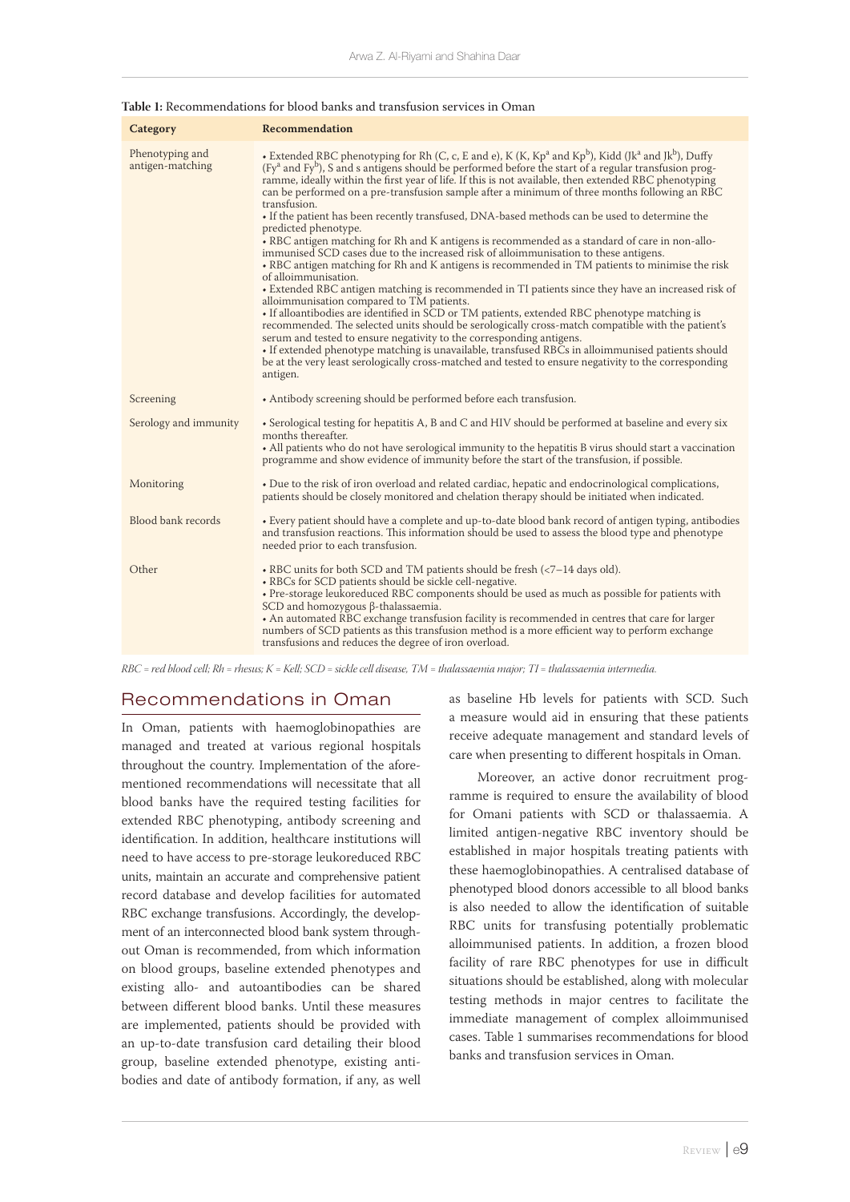**Table 1:** Recommendations for blood banks and transfusion services in Oman

| Category | Recommendation |
|---|---|
| Phenotyping and antigen-matching | • Extended RBC phenotyping for Rh (C, c, E and e), K (K, $Kp^a$ and $Kp^b$), Kidd ($Jk^a$ and $Jk^b$), Duffy ($Fy^a$ and $Fy^b$), S and s antigens should be performed before the start of a regular transfusion programme, ideally within the first year of life. If this is not available, then extended RBC phenotyping can be performed on a pre-transfusion sample after a minimum of three months following an RBC transfusion.<br>• If the patient has been recently transfused, DNA-based methods can be used to determine the predicted phenotype.<br>• RBC antigen matching for Rh and K antigens is recommended as a standard of care in non-alloimmunised SCD cases due to the increased risk of alloimmunisation to these antigens.<br>• RBC antigen matching for Rh and K antigens is recommended in TM patients to minimise the risk of alloimmunisation.<br>• Extended RBC antigen matching is recommended in TI patients since they have an increased risk of alloimmunisation compared to TM patients.<br>• If alloantibodies are identified in SCD or TM patients, extended RBC phenotype matching is recommended. The selected units should be serologically cross-match compatible with the patient's serum and tested to ensure negativity to the corresponding antigens.<br>• If extended phenotype matching is unavailable, transfused RBCs in alloimmunised patients should be at the very least serologically cross-matched and tested to ensure negativity to the corresponding antigen. |
| Screening | • Antibody screening should be performed before each transfusion. |
| Serology and immunity | • Serological testing for hepatitis A, B and C and HIV should be performed at baseline and every six months thereafter.<br>• All patients who do not have serological immunity to the hepatitis B virus should start a vaccination programme and show evidence of immunity before the start of the transfusion, if possible. |
| Monitoring | • Due to the risk of iron overload and related cardiac, hepatic and endocrinological complications, patients should be closely monitored and chelation therapy should be initiated when indicated. |
| Blood bank records | • Every patient should have a complete and up-to-date blood bank record of antigen typing, antibodies and transfusion reactions. This information should be used to assess the blood type and phenotype needed prior to each transfusion. |
| Other | • RBC units for both SCD and TM patients should be fresh (<7–14 days old).<br>• RBCs for SCD patients should be sickle cell-negative.<br>• Pre-storage leukoreduced RBC components should be used as much as possible for patients with SCD and homozygous β-thalassaemia.<br>• An automated RBC exchange transfusion facility is recommended in centres that care for larger numbers of SCD patients as this transfusion method is a more efficient way to perform exchange transfusions and reduces the degree of iron overload. |

*RBC = red blood cell; Rh = rhesus; K = Kell; SCD = sickle cell disease, TM = thalassaemia major; TI = thalassaemia intermedia.*

## Recommendations in Oman

In Oman, patients with haemoglobinopathies are managed and treated at various regional hospitals throughout the country. Implementation of the aforementioned recommendations will necessitate that all blood banks have the required testing facilities for extended RBC phenotyping, antibody screening and identification. In addition, healthcare institutions will need to have access to pre-storage leukoreduced RBC units, maintain an accurate and comprehensive patient record database and develop facilities for automated RBC exchange transfusions. Accordingly, the development of an interconnected blood bank system throughout Oman is recommended, from which information on blood groups, baseline extended phenotypes and existing allo- and autoantibodies can be shared between different blood banks. Until these measures are implemented, patients should be provided with an up-to-date transfusion card detailing their blood group, baseline extended phenotype, existing antibodies and date of antibody formation, if any, as well as baseline Hb levels for patients with SCD. Such a measure would aid in ensuring that these patients receive adequate management and standard levels of care when presenting to different hospitals in Oman.

Moreover, an active donor recruitment programme is required to ensure the availability of blood for Omani patients with SCD or thalassaemia. A limited antigen-negative RBC inventory should be established in major hospitals treating patients with these haemoglobinopathies. A centralised database of phenotyped blood donors accessible to all blood banks is also needed to allow the identification of suitable RBC units for transfusing potentially problematic alloimmunised patients. In addition, a frozen blood facility of rare RBC phenotypes for use in difficult situations should be established, along with molecular testing methods in major centres to facilitate the immediate management of complex alloimmunised cases. Table 1 summarises recommendations for blood banks and transfusion services in Oman.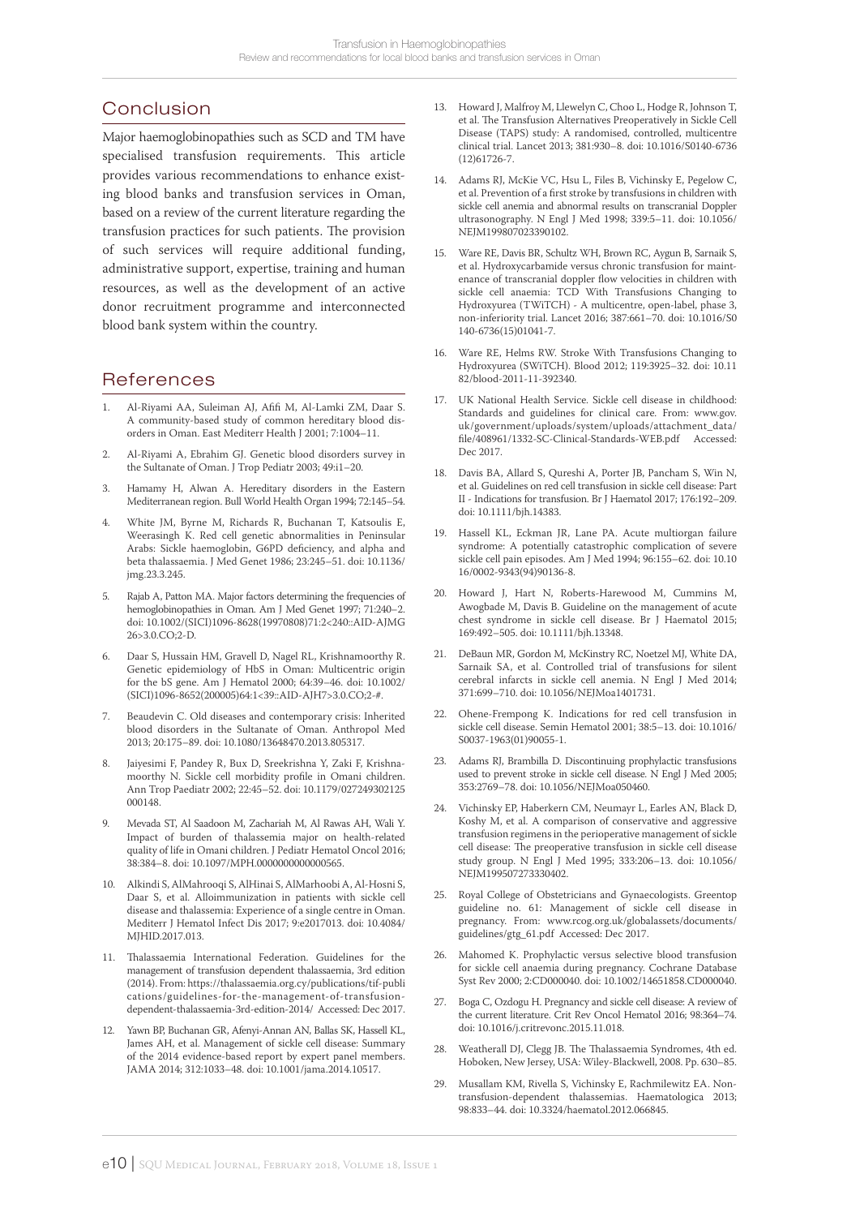## Conclusion

Major haemoglobinopathies such as SCD and TM have specialised transfusion requirements. This article provides various recommendations to enhance existing blood banks and transfusion services in Oman, based on a review of the current literature regarding the transfusion practices for such patients. The provision of such services will require additional funding, administrative support, expertise, training and human resources, as well as the development of an active donor recruitment programme and interconnected blood bank system within the country.

## References

1. Al-Riyami AA, Suleiman AJ, Afifi M, Al-Lamki ZM, Daar S. A community-based study of common hereditary blood disorders in Oman. East Mediterr Health J 2001; 7:1004–11.
2. Al-Riyami A, Ebrahim GJ. Genetic blood disorders survey in the Sultanate of Oman. J Trop Pediatr 2003; 49:i1–20.
3. Hamamy H, Alwan A. Hereditary disorders in the Eastern Mediterranean region. Bull World Health Organ 1994; 72:145–54.
4. White JM, Byrne M, Richards R, Buchanan T, Katsoulis E, Weerasingh K. Red cell genetic abnormalities in Peninsular Arabs: Sickle haemoglobin, G6PD deficiency, and alpha and beta thalassaemia. J Med Genet 1986; 23:245–51. doi: 10.1136/jmg.23.3.245.
5. Rajab A, Patton MA. Major factors determining the frequencies of hemoglobinopathies in Oman. Am J Med Genet 1997; 71:240–2. doi: 10.1002/(SICI)1096-8628(19970808)71:2<240::AID-AJMG26>3.0.CO;2-D.
6. Daar S, Hussain HM, Gravell D, Nagel RL, Krishnamoorthy R. Genetic epidemiology of HbS in Oman: Multicentric origin for the bS gene. Am J Hematol 2000; 64:39–46. doi: 10.1002/(SICI)1096-8652(200005)64:1<39::AID-AJH7>3.0.CO;2-#.
7. Beaudevin C. Old diseases and contemporary crisis: Inherited blood disorders in the Sultanate of Oman. Anthropol Med 2013; 20:175–89. doi: 10.1080/13648470.2013.805317.
8. Jaiyesimi F, Pandey R, Bux D, Sreekrishna Y, Zaki F, Krishnamoorthy N. Sickle cell morbidity profile in Omani children. Ann Trop Paediatr 2002; 22:45–52. doi: 10.1179/027249302125000148.
9. Mevada ST, Al Saadoon M, Zachariah M, Al Rawas AH, Wali Y. Impact of burden of thalassemia major on health-related quality of life in Omani children. J Pediatr Hematol Oncol 2016; 38:384–8. doi: 10.1097/MPH.0000000000000565.
10. Alkindi S, AlMahrooqi S, AlHinai S, AlMarhoobi A, Al-Hosni S, Daar S, et al. Alloimmunization in patients with sickle cell disease and thalassemia: Experience of a single centre in Oman. Mediterr J Hematol Infect Dis 2017; 9:e2017013. doi: 10.4084/MJHID.2017.013.
11. Thalassaemia International Federation. Guidelines for the management of transfusion dependent thalassaemia, 3rd edition (2014). From: https://thalassaemia.org.cy/publications/tif-publications/guidelines-for-the-management-of-transfusion-dependent-thalassaemia-3rd-edition-2014/ Accessed: Dec 2017.
12. Yawn BP, Buchanan GR, Afenyi-Annan AN, Ballas SK, Hassell KL, James AH, et al. Management of sickle cell disease: Summary of the 2014 evidence-based report by expert panel members. JAMA 2014; 312:1033–48. doi: 10.1001/jama.2014.10517.
13. Howard J, Malfroy M, Llewelyn C, Choo L, Hodge R, Johnson T, et al. The Transfusion Alternatives Preoperatively in Sickle Cell Disease (TAPS) study: A randomised, controlled, multicentre clinical trial. Lancet 2013; 381:930–8. doi: 10.1016/S0140-6736(12)61726-7.
14. Adams RJ, McKie VC, Hsu L, Files B, Vichinsky E, Pegelow C, et al. Prevention of a first stroke by transfusions in children with sickle cell anemia and abnormal results on transcranial Doppler ultrasonography. N Engl J Med 1998; 339:5–11. doi: 10.1056/NEJM199807023390102.
15. Ware RE, Davis BR, Schultz WH, Brown RC, Aygun B, Sarnaik S, et al. Hydroxycarbamide versus chronic transfusion for maintenance of transcranial doppler flow velocities in children with sickle cell anaemia: TCD With Transfusions Changing to Hydroxyurea (TWiTCH) - A multicentre, open-label, phase 3, non-inferiority trial. Lancet 2016; 387:661–70. doi: 10.1016/S0140-6736(15)01041-7.
16. Ware RE, Helms RW. Stroke With Transfusions Changing to Hydroxyurea (SWiTCH). Blood 2012; 119:3925–32. doi: 10.1182/blood-2011-11-392340.
17. UK National Health Service. Sickle cell disease in childhood: Standards and guidelines for clinical care. From: www.gov.uk/government/uploads/system/uploads/attachment_data/file/408961/1332-SC-Clinical-Standards-WEB.pdf Accessed: Dec 2017.
18. Davis BA, Allard S, Qureshi A, Porter JB, Pancham S, Win N, et al. Guidelines on red cell transfusion in sickle cell disease: Part II - Indications for transfusion. Br J Haematol 2017; 176:192–209. doi: 10.1111/bjh.14383.
19. Hassell KL, Eckman JR, Lane PA. Acute multiorgan failure syndrome: A potentially catastrophic complication of severe sickle cell pain episodes. Am J Med 1994; 96:155–62. doi: 10.1016/0002-9343(94)90136-8.
20. Howard J, Hart N, Roberts-Harewood M, Cummins M, Awogbade M, Davis B. Guideline on the management of acute chest syndrome in sickle cell disease. Br J Haematol 2015; 169:492–505. doi: 10.1111/bjh.13348.
21. DeBaun MR, Gordon M, McKinstry RC, Noetzel MJ, White DA, Sarnaik SA, et al. Controlled trial of transfusions for silent cerebral infarcts in sickle cell anemia. N Engl J Med 2014; 371:699–710. doi: 10.1056/NEJMoa1401731.
22. Ohene-Frempong K. Indications for red cell transfusion in sickle cell disease. Semin Hematol 2001; 38:5–13. doi: 10.1016/S0037-1963(01)90055-1.
23. Adams RJ, Brambilla D. Discontinuing prophylactic transfusions used to prevent stroke in sickle cell disease. N Engl J Med 2005; 353:2769–78. doi: 10.1056/NEJMoa050460.
24. Vichinsky EP, Haberkern CM, Neumayr L, Earles AN, Black D, Koshy M, et al. A comparison of conservative and aggressive transfusion regimens in the perioperative management of sickle cell disease: The preoperative transfusion in sickle cell disease study group. N Engl J Med 1995; 333:206–13. doi: 10.1056/NEJM199507273330402.
25. Royal College of Obstetricians and Gynaecologists. Greentop guideline no. 61: Management of sickle cell disease in pregnancy. From: www.rcog.org.uk/globalassets/documents/guidelines/gtg_61.pdf Accessed: Dec 2017.
26. Mahomed K. Prophylactic versus selective blood transfusion for sickle cell anaemia during pregnancy. Cochrane Database Syst Rev 2000; 2:CD000040. doi: 10.1002/14651858.CD000040.
27. Boga C, Ozdogu H. Pregnancy and sickle cell disease: A review of the current literature. Crit Rev Oncol Hematol 2016; 98:364–74. doi: 10.1016/j.critrevonc.2015.11.018.
28. Weatherall DJ, Clegg JB. The Thalassaemia Syndromes, 4th ed. Hoboken, New Jersey, USA: Wiley-Blackwell, 2008. Pp. 630–85.
29. Musallam KM, Rivella S, Vichinsky E, Rachmilewitz EA. Non-transfusion-dependent thalassemias. Haematologica 2013; 98:833–44. doi: 10.3324/haematol.2012.066845.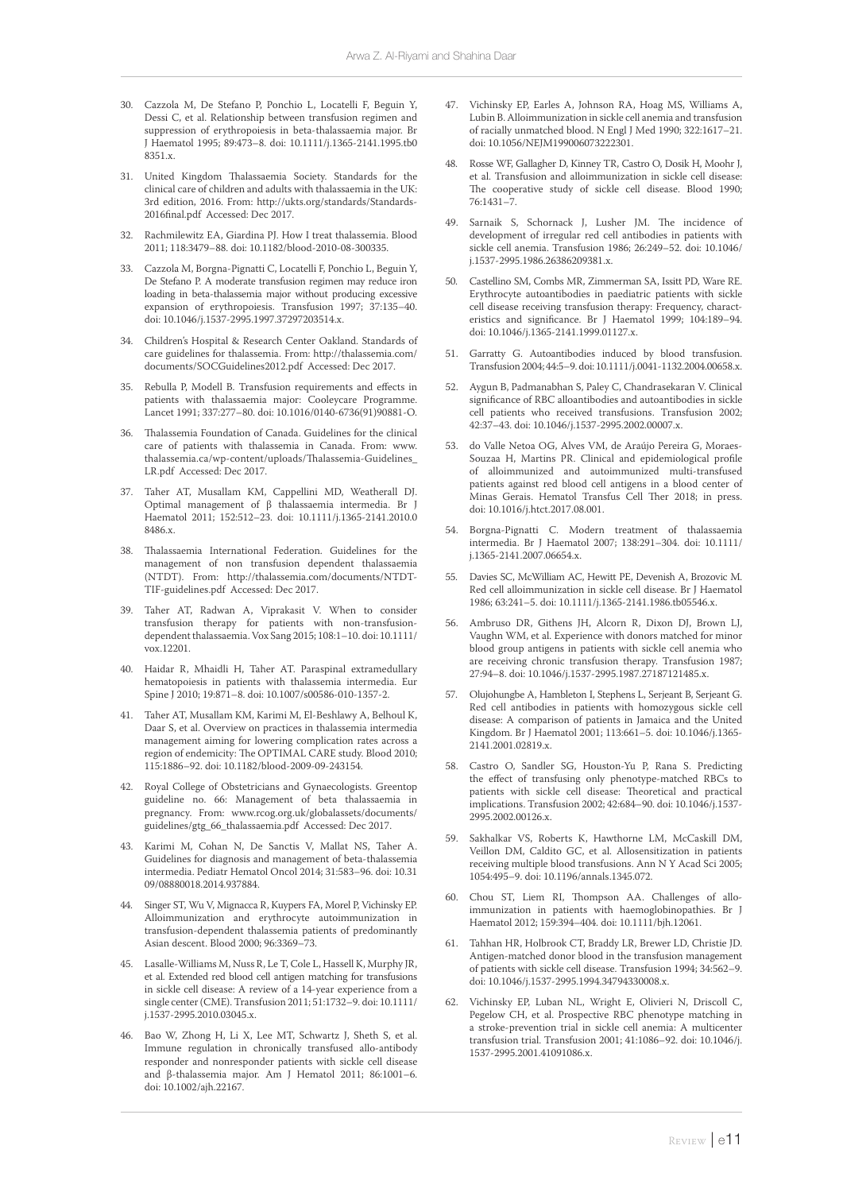30. Cazzola M, De Stefano P, Ponchio L, Locatelli F, Beguin Y, Dessi C, et al. Relationship between transfusion regimen and suppression of erythropoiesis in beta-thalassaemia major. Br J Haematol 1995; 89:473–8. doi: 10.1111/j.1365-2141.1995.tb08351.x.

31. United Kingdom Thalassaemia Society. Standards for the clinical care of children and adults with thalassaemia in the UK: 3rd edition, 2016. From: http://ukts.org/standards/Standards-2016final.pdf Accessed: Dec 2017.

32. Rachmilewitz EA, Giardina PJ. How I treat thalassemia. Blood 2011; 118:3479–88. doi: 10.1182/blood-2010-08-300335.

33. Cazzola M, Borgna-Pignatti C, Locatelli F, Ponchio L, Beguin Y, De Stefano P. A moderate transfusion regimen may reduce iron loading in beta-thalassemia major without producing excessive expansion of erythropoiesis. Transfusion 1997; 37:135–40. doi: 10.1046/j.1537-2995.1997.37297203514.x.

34. Children's Hospital & Research Center Oakland. Standards of care guidelines for thalassemia. From: http://thalassemia.com/documents/SOCGuidelines2012.pdf Accessed: Dec 2017.

35. Rebulla P, Modell B. Transfusion requirements and effects in patients with thalassaemia major: Cooleycare Programme. Lancet 1991; 337:277–80. doi: 10.1016/0140-6736(91)90881-O.

36. Thalassemia Foundation of Canada. Guidelines for the clinical care of patients with thalassemia in Canada. From: www.thalassemia.ca/wp-content/uploads/Thalassemia-Guidelines_LR.pdf Accessed: Dec 2017.

37. Taher AT, Musallam KM, Cappellini MD, Weatherall DJ. Optimal management of β thalassaemia intermedia. Br J Haematol 2011; 152:512–23. doi: 10.1111/j.1365-2141.2010.08486.x.

38. Thalassaemia International Federation. Guidelines for the management of non transfusion dependent thalassaemia (NTDT). From: http://thalassemia.com/documents/NTDT-TIF-guidelines.pdf Accessed: Dec 2017.

39. Taher AT, Radwan A, Viprakasit V. When to consider transfusion therapy for patients with non-transfusion-dependent thalassaemia. Vox Sang 2015; 108:1–10. doi: 10.1111/vox.12201.

40. Haidar R, Mhaidli H, Taher AT. Paraspinal extramedullary hematopoiesis in patients with thalassemia intermedia. Eur Spine J 2010; 19:871–8. doi: 10.1007/s00586-010-1357-2.

41. Taher AT, Musallam KM, Karimi M, El-Beshlawy A, Belhoul K, Daar S, et al. Overview on practices in thalassemia intermedia management aiming for lowering complication rates across a region of endemicity: The OPTIMAL CARE study. Blood 2010; 115:1886–92. doi: 10.1182/blood-2009-09-243154.

42. Royal College of Obstetricians and Gynaecologists. Greentop guideline no. 66: Management of beta thalassaemia in pregnancy. From: www.rcog.org.uk/globalassets/documents/guidelines/gtg_66_thalassaemia.pdf Accessed: Dec 2017.

43. Karimi M, Cohan N, De Sanctis V, Mallat NS, Taher A. Guidelines for diagnosis and management of beta-thalassemia intermedia. Pediatr Hematol Oncol 2014; 31:583–96. doi: 10.3109/08880018.2014.937884.

44. Singer ST, Wu V, Mignacca R, Kuypers FA, Morel P, Vichinsky EP. Alloimmunization and erythrocyte autoimmunization in transfusion-dependent thalassemia patients of predominantly Asian descent. Blood 2000; 96:3369–73.

45. Lasalle-Williams M, Nuss R, Le T, Cole L, Hassell K, Murphy JR, et al. Extended red blood cell antigen matching for transfusions in sickle cell disease: A review of a 14-year experience from a single center (CME). Transfusion 2011; 51:1732–9. doi: 10.1111/j.1537-2995.2010.03045.x.

46. Bao W, Zhong H, Li X, Lee MT, Schwartz J, Sheth S, et al. Immune regulation in chronically transfused allo-antibody responder and nonresponder patients with sickle cell disease and β-thalassemia major. Am J Hematol 2011; 86:1001–6. doi: 10.1002/ajh.22167.

47. Vichinsky EP, Earles A, Johnson RA, Hoag MS, Williams A, Lubin B. Alloimmunization in sickle cell anemia and transfusion of racially unmatched blood. N Engl J Med 1990; 322:1617–21. doi: 10.1056/NEJM199006073222301.

48. Rosse WF, Gallagher D, Kinney TR, Castro O, Dosik H, Moohr J, et al. Transfusion and alloimmunization in sickle cell disease: The cooperative study of sickle cell disease. Blood 1990; 76:1431–7.

49. Sarnaik S, Schornack J, Lusher JM. The incidence of development of irregular red cell antibodies in patients with sickle cell anemia. Transfusion 1986; 26:249–52. doi: 10.1046/j.1537-2995.1986.26386209381.x.

50. Castellino SM, Combs MR, Zimmerman SA, Issitt PD, Ware RE. Erythrocyte autoantibodies in paediatric patients with sickle cell disease receiving transfusion therapy: Frequency, characteristics and significance. Br J Haematol 1999; 104:189–94. doi: 10.1046/j.1365-2141.1999.01127.x.

51. Garratty G. Autoantibodies induced by blood transfusion. Transfusion 2004; 44:5–9. doi: 10.1111/j.0041-1132.2004.00658.x.

52. Aygun B, Padmanabhan S, Paley C, Chandrasekaran V. Clinical significance of RBC alloantibodies and autoantibodies in sickle cell patients who received transfusions. Transfusion 2002; 42:37–43. doi: 10.1046/j.1537-2995.2002.00007.x.

53. do Valle Netoa OG, Alves VM, de Araújo Pereira G, Moraes-Souzaa H, Martins PR. Clinical and epidemiological profile of alloimmunized and autoimmunized multi-transfused patients against red blood cell antigens in a blood center of Minas Gerais. Hematol Transfus Cell Ther 2018; in press. doi: 10.1016/j.htct.2017.08.001.

54. Borgna-Pignatti C. Modern treatment of thalassaemia intermedia. Br J Haematol 2007; 138:291–304. doi: 10.1111/j.1365-2141.2007.06654.x.

55. Davies SC, McWilliam AC, Hewitt PE, Devenish A, Brozovic M. Red cell alloimmunization in sickle cell disease. Br J Haematol 1986; 63:241–5. doi: 10.1111/j.1365-2141.1986.tb05546.x.

56. Ambruso DR, Githens JH, Alcorn R, Dixon DJ, Brown LJ, Vaughn WM, et al. Experience with donors matched for minor blood group antigens in patients with sickle cell anemia who are receiving chronic transfusion therapy. Transfusion 1987; 27:94–8. doi: 10.1046/j.1537-2995.1987.27187121485.x.

57. Olujohungbe A, Hambleton I, Stephens L, Serjeant B, Serjeant G. Red cell antibodies in patients with homozygous sickle cell disease: A comparison of patients in Jamaica and the United Kingdom. Br J Haematol 2001; 113:661–5. doi: 10.1046/j.1365-2141.2001.02819.x.

58. Castro O, Sandler SG, Houston-Yu P, Rana S. Predicting the effect of transfusing only phenotype-matched RBCs to patients with sickle cell disease: Theoretical and practical implications. Transfusion 2002; 42:684–90. doi: 10.1046/j.1537-2995.2002.00126.x.

59. Sakhalkar VS, Roberts K, Hawthorne LM, McCaskill DM, Veillon DM, Caldito GC, et al. Allosensitization in patients receiving multiple blood transfusions. Ann N Y Acad Sci 2005; 1054:495–9. doi: 10.1196/annals.1345.072.

60. Chou ST, Liem RI, Thompson AA. Challenges of alloimmunization in patients with haemoglobinopathies. Br J Haematol 2012; 159:394–404. doi: 10.1111/bjh.12061.

61. Tahhan HR, Holbrook CT, Braddy LR, Brewer LD, Christie JD. Antigen-matched donor blood in the transfusion management of patients with sickle cell disease. Transfusion 1994; 34:562–9. doi: 10.1046/j.1537-2995.1994.34794330008.x.

62. Vichinsky EP, Luban NL, Wright E, Olivieri N, Driscoll C, Pegelow CH, et al. Prospective RBC phenotype matching in a stroke-prevention trial in sickle cell anemia: A multicenter transfusion trial. Transfusion 2001; 41:1086–92. doi: 10.1046/j.1537-2995.2001.41091086.x.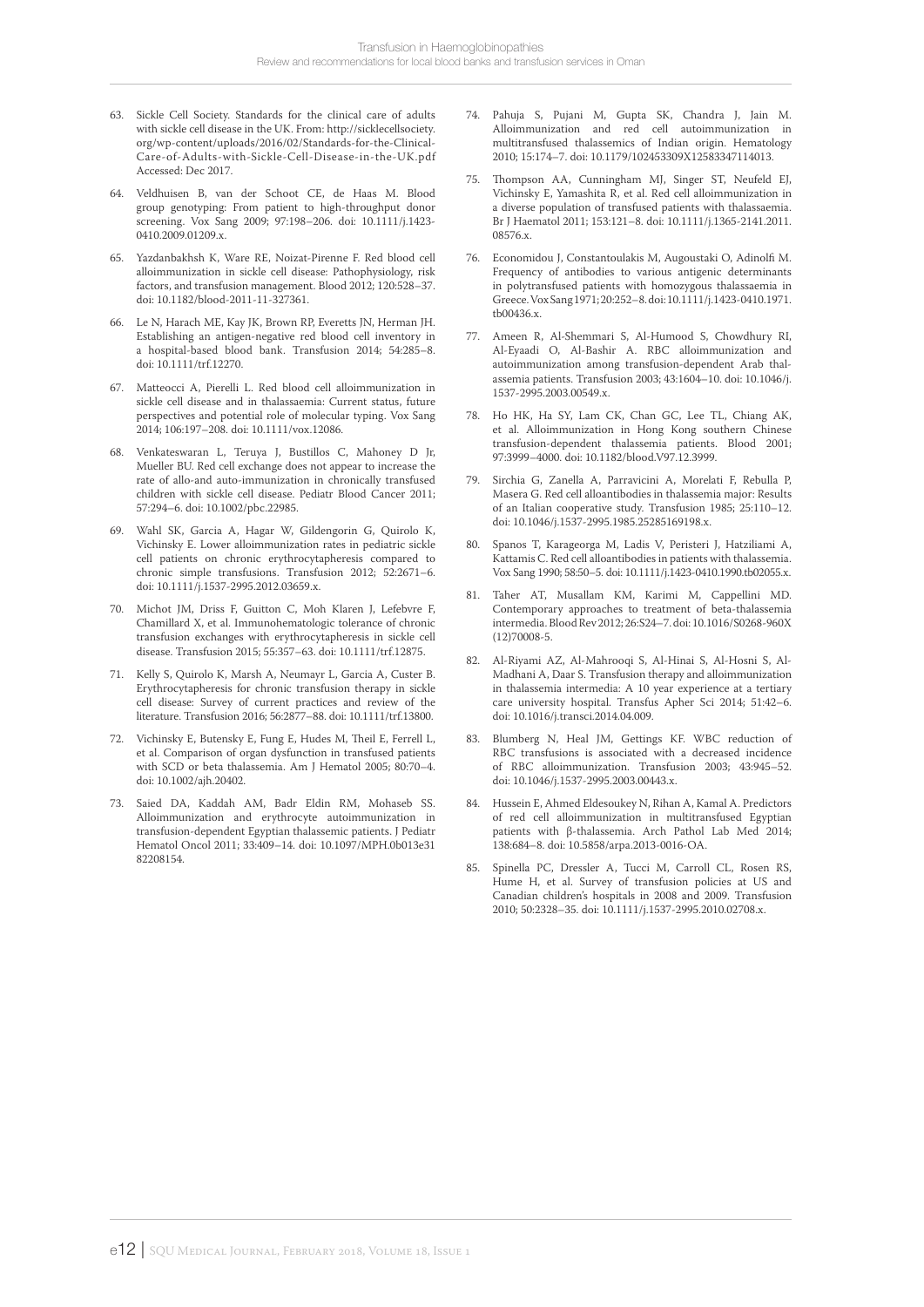63. Sickle Cell Society. Standards for the clinical care of adults with sickle cell disease in the UK. From: http://sicklecellsociety.org/wp-content/uploads/2016/02/Standards-for-the-Clinical-Care-of-Adults-with-Sickle-Cell-Disease-in-the-UK.pdf Accessed: Dec 2017.
64. Veldhuisen B, van der Schoot CE, de Haas M. Blood group genotyping: From patient to high-throughput donor screening. Vox Sang 2009; 97:198–206. doi: 10.1111/j.1423-0410.2009.01209.x.
65. Yazdanbakhsh K, Ware RE, Noizat-Pirenne F. Red blood cell alloimmunization in sickle cell disease: Pathophysiology, risk factors, and transfusion management. Blood 2012; 120:528–37. doi: 10.1182/blood-2011-11-327361.
66. Le N, Harach ME, Kay JK, Brown RP, Everetts JN, Herman JH. Establishing an antigen-negative red blood cell inventory in a hospital-based blood bank. Transfusion 2014; 54:285–8. doi: 10.1111/trf.12270.
67. Matteocci A, Pierelli L. Red blood cell alloimmunization in sickle cell disease and in thalassaemia: Current status, future perspectives and potential role of molecular typing. Vox Sang 2014; 106:197–208. doi: 10.1111/vox.12086.
68. Venkateswaran L, Teruya J, Bustillos C, Mahoney D Jr, Mueller BU. Red cell exchange does not appear to increase the rate of allo-and auto-immunization in chronically transfused children with sickle cell disease. Pediatr Blood Cancer 2011; 57:294–6. doi: 10.1002/pbc.22985.
69. Wahl SK, Garcia A, Hagar W, Gildengorin G, Quirolo K, Vichinsky E. Lower alloimmunization rates in pediatric sickle cell patients on chronic erythrocytapheresis compared to chronic simple transfusions. Transfusion 2012; 52:2671–6. doi: 10.1111/j.1537-2995.2012.03659.x.
70. Michot JM, Driss F, Guitton C, Moh Klaren J, Lefebvre F, Chamillard X, et al. Immunohematologic tolerance of chronic transfusion exchanges with erythrocytapheresis in sickle cell disease. Transfusion 2015; 55:357–63. doi: 10.1111/trf.12875.
71. Kelly S, Quirolo K, Marsh A, Neumayr L, Garcia A, Custer B. Erythrocytapheresis for chronic transfusion therapy in sickle cell disease: Survey of current practices and review of the literature. Transfusion 2016; 56:2877–88. doi: 10.1111/trf.13800.
72. Vichinsky E, Butensky E, Fung E, Hudes M, Theil E, Ferrell L, et al. Comparison of organ dysfunction in transfused patients with SCD or beta thalassemia. Am J Hematol 2005; 80:70–4. doi: 10.1002/ajh.20402.
73. Saied DA, Kaddah AM, Badr Eldin RM, Mohaseb SS. Alloimmunization and erythrocyte autoimmunization in transfusion-dependent Egyptian thalassemic patients. J Pediatr Hematol Oncol 2011; 33:409–14. doi: 10.1097/MPH.0b013e3182208154.
74. Pahuja S, Pujani M, Gupta SK, Chandra J, Jain M. Alloimmunization and red cell autoimmunization in multitransfused thalassemics of Indian origin. Hematology 2010; 15:174–7. doi: 10.1179/102453309X12583347114013.
75. Thompson AA, Cunningham MJ, Singer ST, Neufeld EJ, Vichinsky E, Yamashita R, et al. Red cell alloimmunization in a diverse population of transfused patients with thalassaemia. Br J Haematol 2011; 153:121–8. doi: 10.1111/j.1365-2141.2011.08576.x.
76. Economidou J, Constantoulakis M, Augoustaki O, Adinolfi M. Frequency of antibodies to various antigenic determinants in polytransfused patients with homozygous thalassaemia in Greece. Vox Sang 1971; 20:252–8. doi: 10.1111/j.1423-0410.1971.tb00436.x.
77. Ameen R, Al-Shemmari S, Al-Humood S, Chowdhury RI, Al-Eyaadi O, Al-Bashir A. RBC alloimmunization and autoimmunization among transfusion-dependent Arab thalassemia patients. Transfusion 2003; 43:1604–10. doi: 10.1046/j.1537-2995.2003.00549.x.
78. Ho HK, Ha SY, Lam CK, Chan GC, Lee TL, Chiang AK, et al. Alloimmunization in Hong Kong southern Chinese transfusion-dependent thalassemia patients. Blood 2001; 97:3999–4000. doi: 10.1182/blood.V97.12.3999.
79. Sirchia G, Zanella A, Parravicini A, Morelati F, Rebulla P, Masera G. Red cell alloantibodies in thalassemia major: Results of an Italian cooperative study. Transfusion 1985; 25:110–12. doi: 10.1046/j.1537-2995.1985.25285169198.x.
80. Spanos T, Karageorga M, Ladis V, Peristeri J, Hatziliami A, Kattamis C. Red cell alloantibodies in patients with thalassemia. Vox Sang 1990; 58:50–5. doi: 10.1111/j.1423-0410.1990.tb02055.x.
81. Taher AT, Musallam KM, Karimi M, Cappellini MD. Contemporary approaches to treatment of beta-thalassemia intermedia. Blood Rev 2012; 26:S24–7. doi: 10.1016/S0268-960X(12)70008-5.
82. Al-Riyami AZ, Al-Mahrooqi S, Al-Hinai S, Al-Hosni S, Al-Madhani A, Daar S. Transfusion therapy and alloimmunization in thalassemia intermedia: A 10 year experience at a tertiary care university hospital. Transfus Apher Sci 2014; 51:42–6. doi: 10.1016/j.transci.2014.04.009.
83. Blumberg N, Heal JM, Gettings KF. WBC reduction of RBC transfusions is associated with a decreased incidence of RBC alloimmunization. Transfusion 2003; 43:945–52. doi: 10.1046/j.1537-2995.2003.00443.x.
84. Hussein E, Ahmed Eldesoukey N, Rihan A, Kamal A. Predictors of red cell alloimmunization in multitransfused Egyptian patients with β-thalassemia. Arch Pathol Lab Med 2014; 138:684–8. doi: 10.5858/arpa.2013-0016-OA.
85. Spinella PC, Dressler A, Tucci M, Carroll CL, Rosen RS, Hume H, et al. Survey of transfusion policies at US and Canadian children's hospitals in 2008 and 2009. Transfusion 2010; 50:2328–35. doi: 10.1111/j.1537-2995.2010.02708.x.